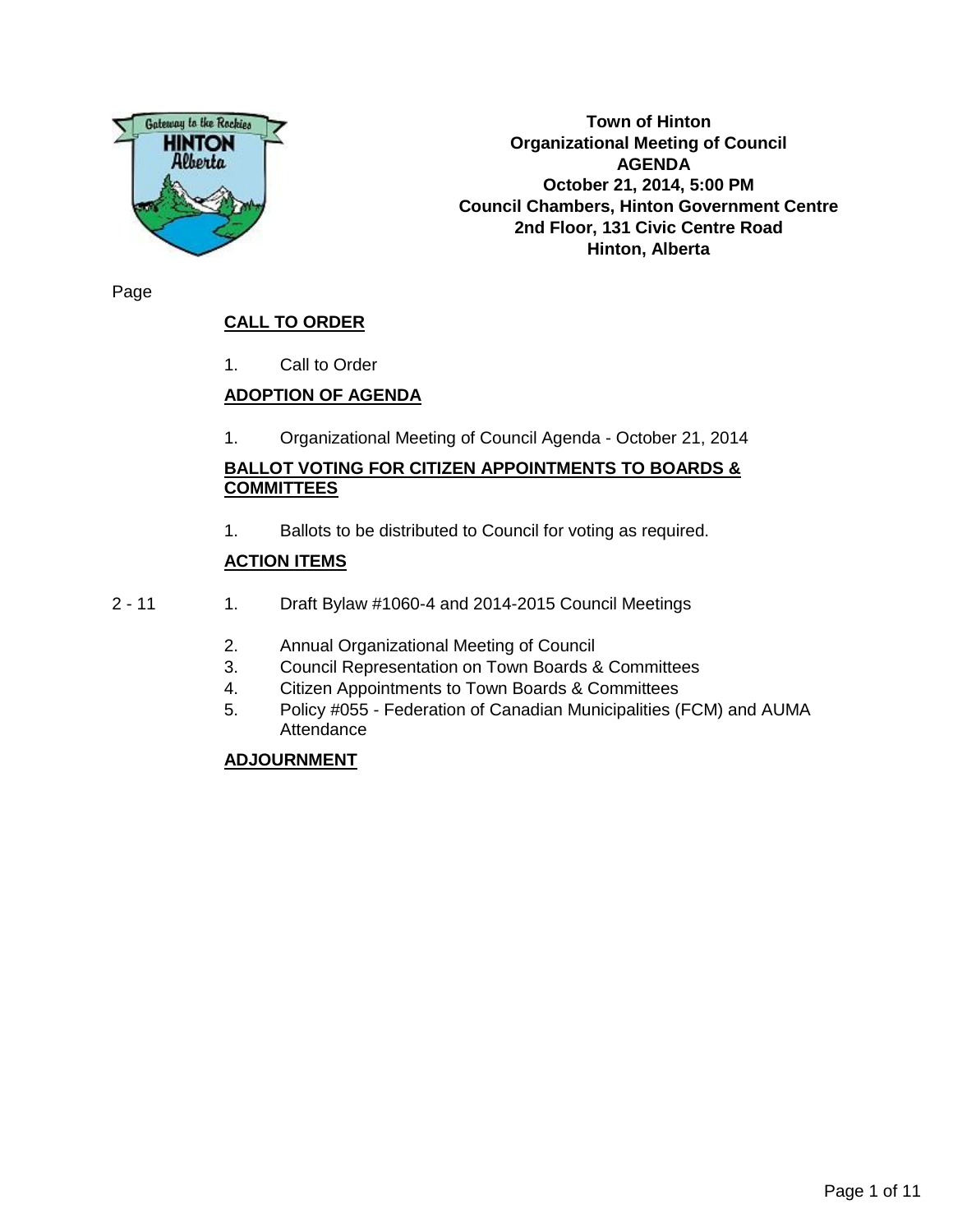**Town of Hinton**
**Organizational Meeting of Council**
**AGENDA**
**October 21, 2014, 5:00 PM**
**Council Chambers, Hinton Government Centre**
**2nd Floor, 131 Civic Centre Road**
**Hinton, Alberta**

Page

## CALL TO ORDER

1. Call to Order

## ADOPTION OF AGENDA

1. Organizational Meeting of Council Agenda - October 21, 2014

## BALLOT VOTING FOR CITIZEN APPOINTMENTS TO BOARDS & COMMITTEES

1. Ballots to be distributed to Council for voting as required.

## ACTION ITEMS

| Page | Item |
|---|---|
| 2 - 11 | 1. Draft Bylaw #1060-4 and 2014-2015 Council Meetings |
| | 2. Annual Organizational Meeting of Council |
| | 3. Council Representation on Town Boards & Committees |
| | 4. Citizen Appointments to Town Boards & Committees |
| | 5. Policy #055 - Federation of Canadian Municipalities (FCM) and AUMA Attendance |

## ADJOURNMENT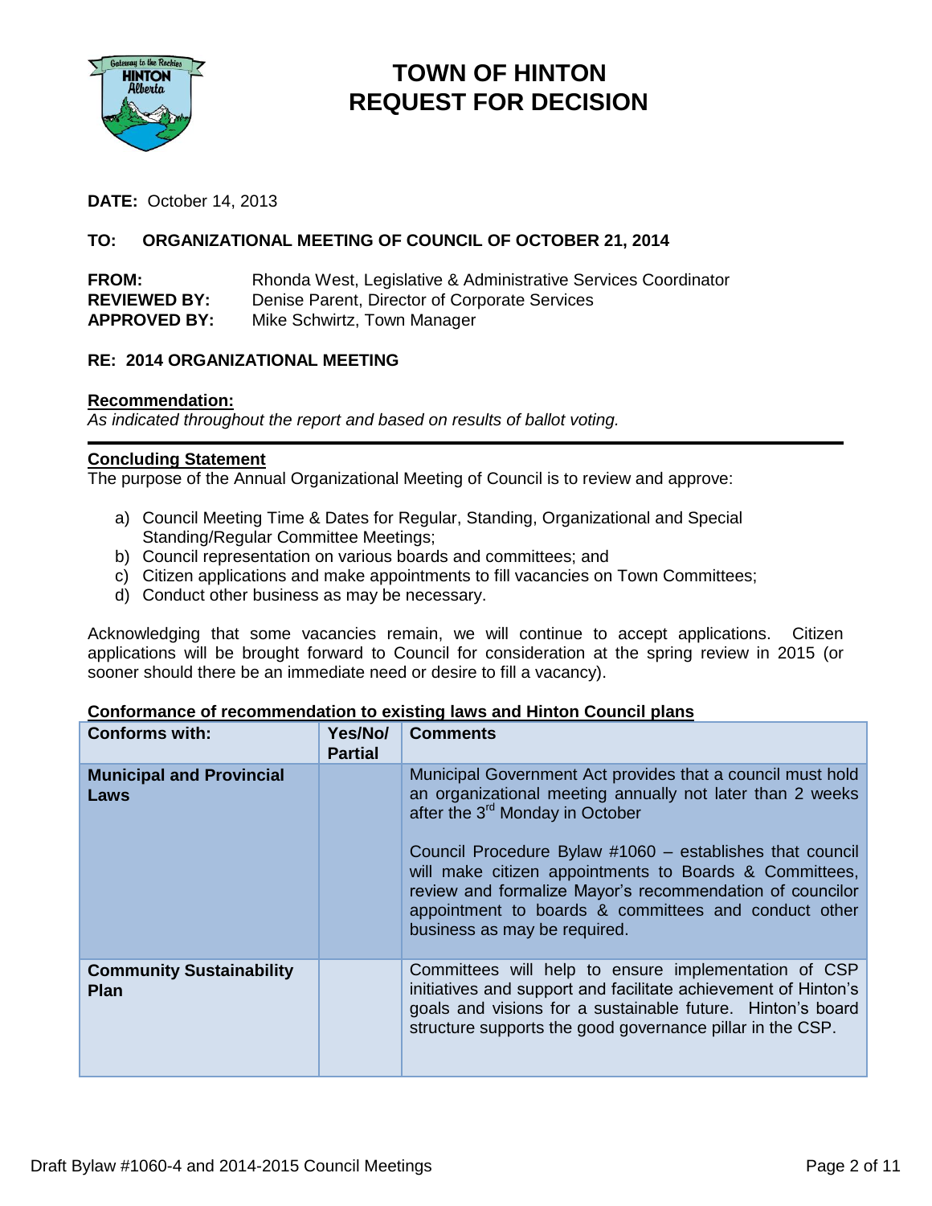# TOWN OF HINTON
# REQUEST FOR DECISION

**DATE:** October 14, 2013

**TO: ORGANIZATIONAL MEETING OF COUNCIL OF OCTOBER 21, 2014**

**FROM:** Rhonda West, Legislative & Administrative Services Coordinator
**REVIEWED BY:** Denise Parent, Director of Corporate Services
**APPROVED BY:** Mike Schwirtz, Town Manager

**RE: 2014 ORGANIZATIONAL MEETING**

**Recommendation:**
*As indicated throughout the report and based on results of ballot voting.*

---

**Concluding Statement**
The purpose of the Annual Organizational Meeting of Council is to review and approve:

a) Council Meeting Time & Dates for Regular, Standing, Organizational and Special Standing/Regular Committee Meetings;
b) Council representation on various boards and committees; and
c) Citizen applications and make appointments to fill vacancies on Town Committees;
d) Conduct other business as may be necessary.

Acknowledging that some vacancies remain, we will continue to accept applications. Citizen applications will be brought forward to Council for consideration at the spring review in 2015 (or sooner should there be an immediate need or desire to fill a vacancy).

**Conformance of recommendation to existing laws and Hinton Council plans**

| Conforms with: | Yes/No/ Partial | Comments |
|---|---|---|
| **Municipal and Provincial Laws** | | Municipal Government Act provides that a council must hold an organizational meeting annually not later than 2 weeks after the 3rd Monday in October<br><br>Council Procedure Bylaw #1060 – establishes that council will make citizen appointments to Boards & Committees, review and formalize Mayor's recommendation of councilor appointment to boards & committees and conduct other business as may be required. |
| **Community Sustainability Plan** | | Committees will help to ensure implementation of CSP initiatives and support and facilitate achievement of Hinton's goals and visions for a sustainable future. Hinton's board structure supports the good governance pillar in the CSP. |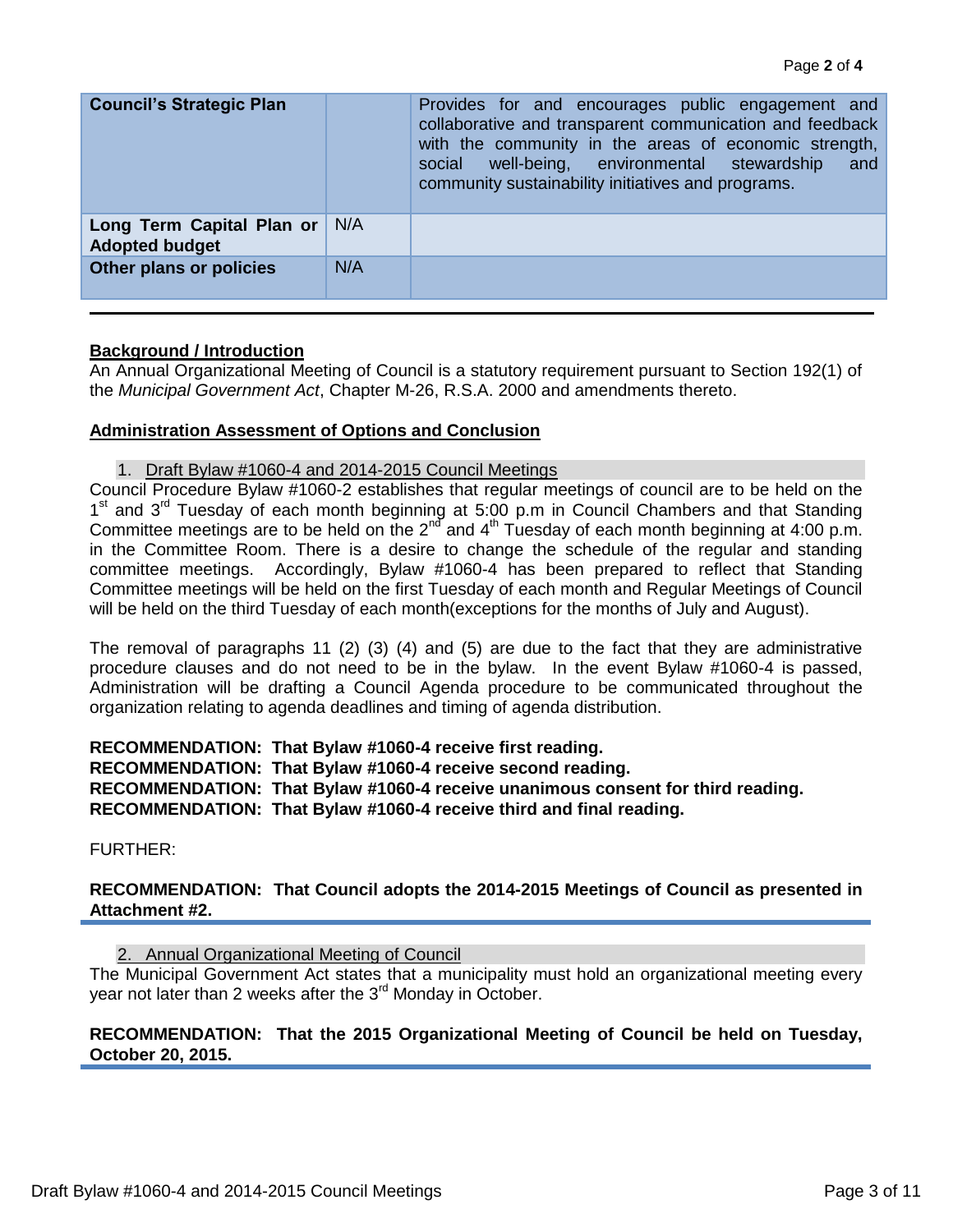| Council's Strategic Plan | | Provides for and encourages public engagement and collaborative and transparent communication and feedback with the community in the areas of economic strength, social well-being, environmental stewardship and community sustainability initiatives and programs. |
|---|---|---|
| Long Term Capital Plan or Adopted budget | N/A | |
| Other plans or policies | N/A | |

**Background / Introduction**

An Annual Organizational Meeting of Council is a statutory requirement pursuant to Section 192(1) of the *Municipal Government Act*, Chapter M-26, R.S.A. 2000 and amendments thereto.

**Administration Assessment of Options and Conclusion**

1. Draft Bylaw #1060-4 and 2014-2015 Council Meetings

Council Procedure Bylaw #1060-2 establishes that regular meetings of council are to be held on the 1st and 3rd Tuesday of each month beginning at 5:00 p.m in Council Chambers and that Standing Committee meetings are to be held on the 2nd and 4th Tuesday of each month beginning at 4:00 p.m. in the Committee Room. There is a desire to change the schedule of the regular and standing committee meetings. Accordingly, Bylaw #1060-4 has been prepared to reflect that Standing Committee meetings will be held on the first Tuesday of each month and Regular Meetings of Council will be held on the third Tuesday of each month(exceptions for the months of July and August).

The removal of paragraphs 11 (2) (3) (4) and (5) are due to the fact that they are administrative procedure clauses and do not need to be in the bylaw. In the event Bylaw #1060-4 is passed, Administration will be drafting a Council Agenda procedure to be communicated throughout the organization relating to agenda deadlines and timing of agenda distribution.

**RECOMMENDATION: That Bylaw #1060-4 receive first reading.**
**RECOMMENDATION: That Bylaw #1060-4 receive second reading.**
**RECOMMENDATION: That Bylaw #1060-4 receive unanimous consent for third reading.**
**RECOMMENDATION: That Bylaw #1060-4 receive third and final reading.**

FURTHER:

**RECOMMENDATION: That Council adopts the 2014-2015 Meetings of Council as presented in Attachment #2.**

2. Annual Organizational Meeting of Council

The Municipal Government Act states that a municipality must hold an organizational meeting every year not later than 2 weeks after the 3rd Monday in October.

**RECOMMENDATION: That the 2015 Organizational Meeting of Council be held on Tuesday, October 20, 2015.**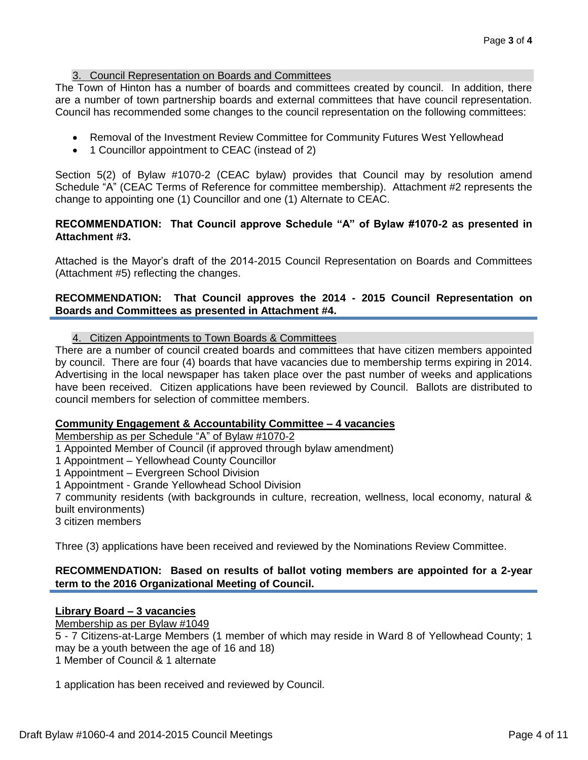### 3. Council Representation on Boards and Committees

The Town of Hinton has a number of boards and committees created by council. In addition, there are a number of town partnership boards and external committees that have council representation. Council has recommended some changes to the council representation on the following committees:

- Removal of the Investment Review Committee for Community Futures West Yellowhead
- 1 Councillor appointment to CEAC (instead of 2)

Section 5(2) of Bylaw #1070-2 (CEAC bylaw) provides that Council may by resolution amend Schedule "A" (CEAC Terms of Reference for committee membership). Attachment #2 represents the change to appointing one (1) Councillor and one (1) Alternate to CEAC.

**RECOMMENDATION: That Council approve Schedule "A" of Bylaw #1070-2 as presented in Attachment #3.**

Attached is the Mayor's draft of the 2014-2015 Council Representation on Boards and Committees (Attachment #5) reflecting the changes.

**RECOMMENDATION: That Council approves the 2014 - 2015 Council Representation on Boards and Committees as presented in Attachment #4.**

### 4. Citizen Appointments to Town Boards & Committees

There are a number of council created boards and committees that have citizen members appointed by council. There are four (4) boards that have vacancies due to membership terms expiring in 2014. Advertising in the local newspaper has taken place over the past number of weeks and applications have been received. Citizen applications have been reviewed by Council. Ballots are distributed to council members for selection of committee members.

**Community Engagement & Accountability Committee – 4 vacancies**

Membership as per Schedule "A" of Bylaw #1070-2

1 Appointed Member of Council (if approved through bylaw amendment)
1 Appointment – Yellowhead County Councillor
1 Appointment – Evergreen School Division
1 Appointment - Grande Yellowhead School Division
7 community residents (with backgrounds in culture, recreation, wellness, local economy, natural & built environments)
3 citizen members

Three (3) applications have been received and reviewed by the Nominations Review Committee.

**RECOMMENDATION: Based on results of ballot voting members are appointed for a 2-year term to the 2016 Organizational Meeting of Council.**

**Library Board – 3 vacancies**

Membership as per Bylaw #1049

5 - 7 Citizens-at-Large Members (1 member of which may reside in Ward 8 of Yellowhead County; 1 may be a youth between the age of 16 and 18)
1 Member of Council & 1 alternate

1 application has been received and reviewed by Council.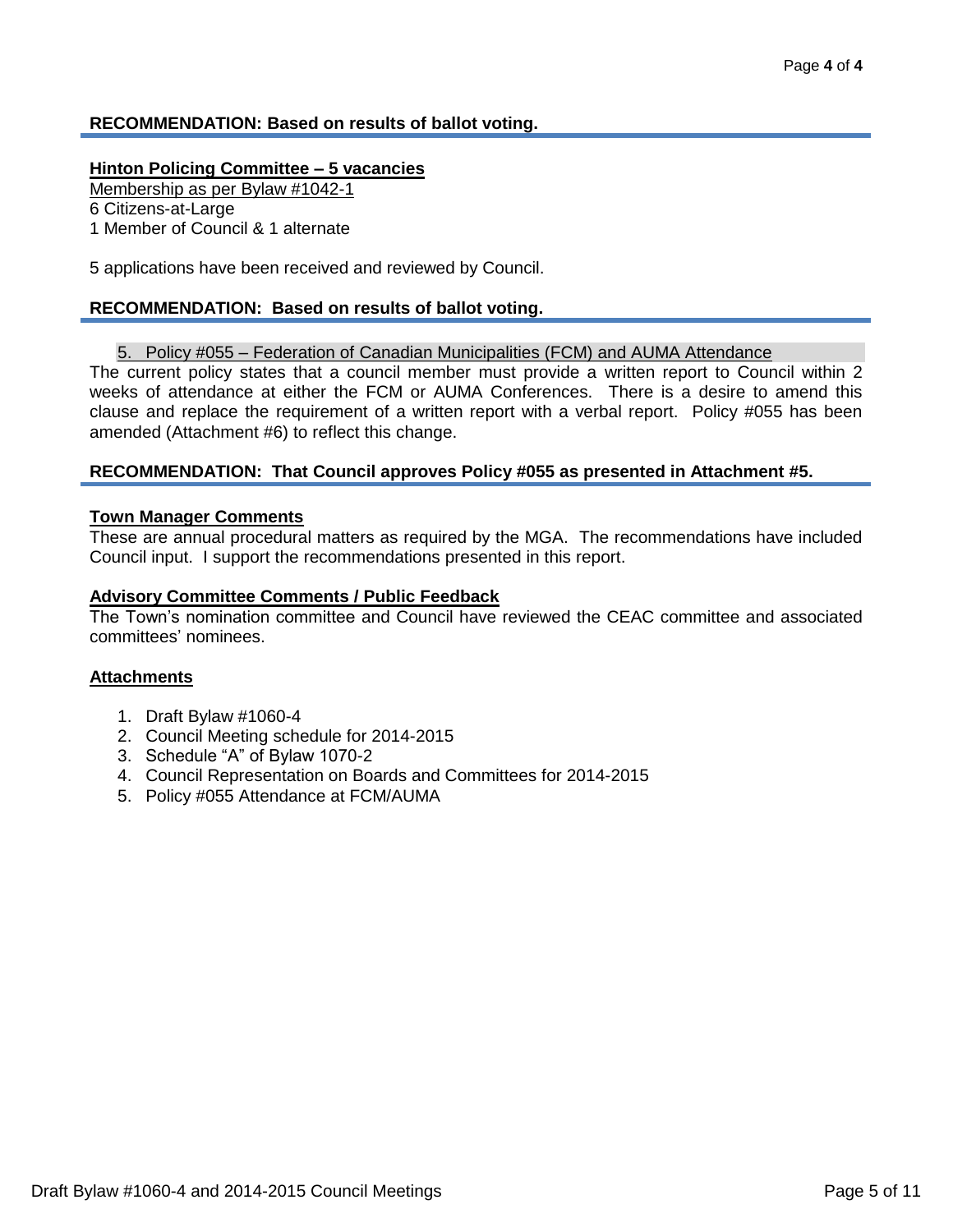**RECOMMENDATION: Based on results of ballot voting.**

**Hinton Policing Committee – 5 vacancies**

Membership as per Bylaw #1042-1
6 Citizens-at-Large
1 Member of Council & 1 alternate

5 applications have been received and reviewed by Council.

**RECOMMENDATION: Based on results of ballot voting.**

5. Policy #055 – Federation of Canadian Municipalities (FCM) and AUMA Attendance

The current policy states that a council member must provide a written report to Council within 2 weeks of attendance at either the FCM or AUMA Conferences. There is a desire to amend this clause and replace the requirement of a written report with a verbal report. Policy #055 has been amended (Attachment #6) to reflect this change.

**RECOMMENDATION: That Council approves Policy #055 as presented in Attachment #5.**

**Town Manager Comments**

These are annual procedural matters as required by the MGA. The recommendations have included Council input. I support the recommendations presented in this report.

**Advisory Committee Comments / Public Feedback**

The Town's nomination committee and Council have reviewed the CEAC committee and associated committees' nominees.

**Attachments**

1. Draft Bylaw #1060-4
2. Council Meeting schedule for 2014-2015
3. Schedule "A" of Bylaw 1070-2
4. Council Representation on Boards and Committees for 2014-2015
5. Policy #055 Attendance at FCM/AUMA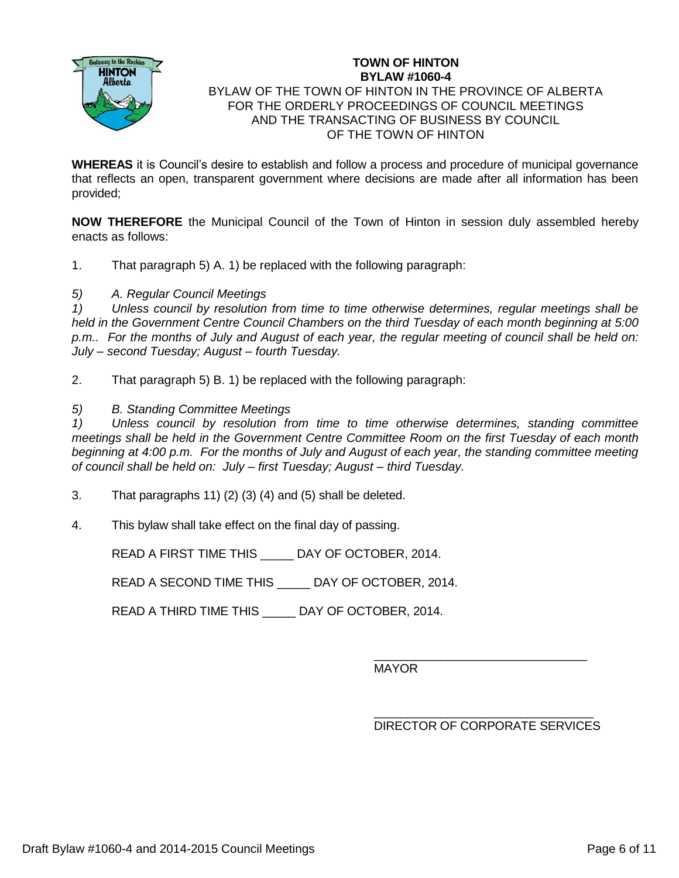**TOWN OF HINTON**
**BYLAW #1060-4**
BYLAW OF THE TOWN OF HINTON IN THE PROVINCE OF ALBERTA
FOR THE ORDERLY PROCEEDINGS OF COUNCIL MEETINGS
AND THE TRANSACTING OF BUSINESS BY COUNCIL
OF THE TOWN OF HINTON

**WHEREAS** it is Council's desire to establish and follow a process and procedure of municipal governance that reflects an open, transparent government where decisions are made after all information has been provided;

**NOW THEREFORE** the Municipal Council of the Town of Hinton in session duly assembled hereby enacts as follows:

1. That paragraph 5) A. 1) be replaced with the following paragraph:

*5) A. Regular Council Meetings*
*1) Unless council by resolution from time to time otherwise determines, regular meetings shall be held in the Government Centre Council Chambers on the third Tuesday of each month beginning at 5:00 p.m.. For the months of July and August of each year, the regular meeting of council shall be held on: July – second Tuesday; August – fourth Tuesday.*

2. That paragraph 5) B. 1) be replaced with the following paragraph:

*5) B. Standing Committee Meetings*
*1) Unless council by resolution from time to time otherwise determines, standing committee meetings shall be held in the Government Centre Committee Room on the first Tuesday of each month beginning at 4:00 p.m. For the months of July and August of each year, the standing committee meeting of council shall be held on: July – first Tuesday; August – third Tuesday.*

3. That paragraphs 11) (2) (3) (4) and (5) shall be deleted.

4. This bylaw shall take effect on the final day of passing.

READ A FIRST TIME THIS _____ DAY OF OCTOBER, 2014.

READ A SECOND TIME THIS _____ DAY OF OCTOBER, 2014.

READ A THIRD TIME THIS _____ DAY OF OCTOBER, 2014.

_______________________________
MAYOR

_______________________________
DIRECTOR OF CORPORATE SERVICES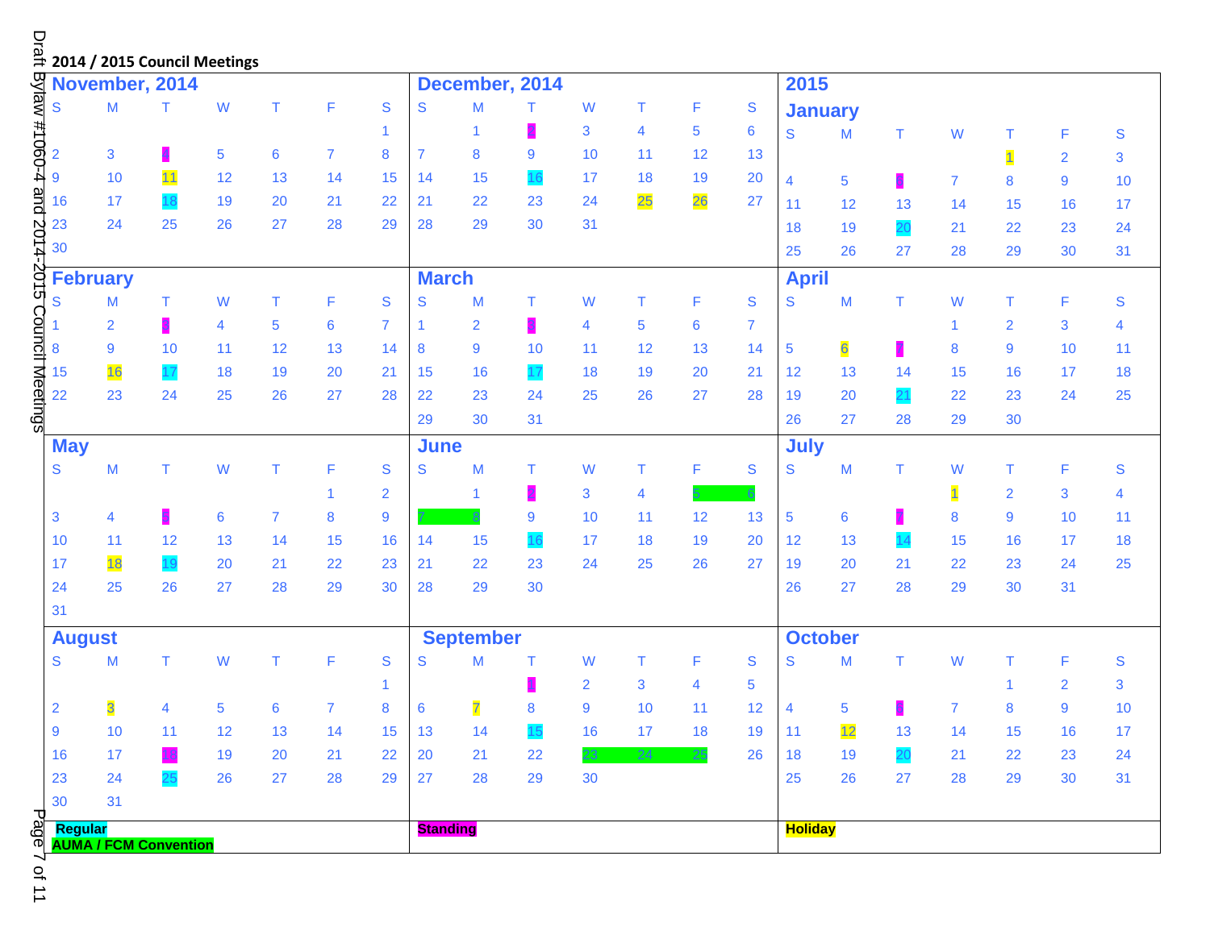## 2014 / 2015 Council Meetings

### November, 2014

| S | M | T | W | T | F | S |
|---|---|---|---|---|---|---|
| | | | | | | 1 |
| 2 | 3 | 4 (Standing) | 5 | 6 | 7 | 8 |
| 9 | 10 | 11 (Holiday) | 12 | 13 | 14 | 15 |
| 16 | 17 | 18 (Regular) | 19 | 20 | 21 | 22 |
| 23 | 24 | 25 | 26 | 27 | 28 | 29 |
| 30 | | | | | | |

### December, 2014

| S | M | T | W | T | F | S |
|---|---|---|---|---|---|---|
| | 1 | 2 (Standing) | 3 | 4 | 5 | 6 |
| 7 | 8 | 9 | 10 | 11 | 12 | 13 |
| 14 | 15 | 16 (Regular) | 17 | 18 | 19 | 20 |
| 21 | 22 | 23 | 24 | 25 (Holiday) | 26 (Holiday) | 27 |
| 28 | 29 | 30 | 31 | | | |

### 2015

### January

| S | M | T | W | T | F | S |
|---|---|---|---|---|---|---|
| | | | | 1 (Holiday) | 2 | 3 |
| 4 | 5 | 6 (Standing) | 7 | 8 | 9 | 10 |
| 11 | 12 | 13 | 14 | 15 | 16 | 17 |
| 18 | 19 | 20 (Regular) | 21 | 22 | 23 | 24 |
| 25 | 26 | 27 | 28 | 29 | 30 | 31 |

### February

| S | M | T | W | T | F | S |
|---|---|---|---|---|---|---|
| 1 | 2 | 3 (Standing) | 4 | 5 | 6 | 7 |
| 8 | 9 | 10 | 11 | 12 | 13 | 14 |
| 15 | 16 (Holiday) | 17 (Regular) | 18 | 19 | 20 | 21 |
| 22 | 23 | 24 | 25 | 26 | 27 | 28 |

### March

| S | M | T | W | T | F | S |
|---|---|---|---|---|---|---|
| 1 | 2 | 3 (Standing) | 4 | 5 | 6 | 7 |
| 8 | 9 | 10 | 11 | 12 | 13 | 14 |
| 15 | 16 | 17 (Regular) | 18 | 19 | 20 | 21 |
| 22 | 23 | 24 | 25 | 26 | 27 | 28 |
| 29 | 30 | 31 | | | | |

### April

| S | M | T | W | T | F | S |
|---|---|---|---|---|---|---|
| | | | 1 | 2 | 3 | 4 |
| 5 | 6 (Holiday) | 7 (Standing) | 8 | 9 | 10 | 11 |
| 12 | 13 | 14 | 15 | 16 | 17 | 18 |
| 19 | 20 | 21 (Regular) | 22 | 23 | 24 | 25 |
| 26 | 27 | 28 | 29 | 30 | | |

### May

| S | M | T | W | T | F | S |
|---|---|---|---|---|---|---|
| | | | | | 1 | 2 |
| 3 | 4 | 5 (Standing) | 6 | 7 | 8 | 9 |
| 10 | 11 | 12 | 13 | 14 | 15 | 16 |
| 17 | 18 (Holiday) | 19 (Regular) | 20 | 21 | 22 | 23 |
| 24 | 25 | 26 | 27 | 28 | 29 | 30 |
| 31 | | | | | | |

### June

| S | M | T | W | T | F | S |
|---|---|---|---|---|---|---|
| | 1 | 2 (Standing) | 3 | 4 | 5 (AUMA / FCM Convention) | 6 (AUMA / FCM Convention) |
| 7 (AUMA / FCM Convention) | 8 (AUMA / FCM Convention) | 9 | 10 | 11 | 12 | 13 |
| 14 | 15 | 16 (Regular) | 17 | 18 | 19 | 20 |
| 21 | 22 | 23 | 24 | 25 | 26 | 27 |
| 28 | 29 | 30 | | | | |

### July

| S | M | T | W | T | F | S |
|---|---|---|---|---|---|---|
| | | | 1 (Holiday) | 2 | 3 | 4 |
| 5 | 6 | 7 (Standing) | 8 | 9 | 10 | 11 |
| 12 | 13 | 14 (Regular) | 15 | 16 | 17 | 18 |
| 19 | 20 | 21 | 22 | 23 | 24 | 25 |
| 26 | 27 | 28 | 29 | 30 | 31 | |

### August

| S | M | T | W | T | F | S |
|---|---|---|---|---|---|---|
| | | | | | | 1 |
| 2 | 3 (Holiday) | 4 | 5 | 6 | 7 | 8 |
| 9 | 10 | 11 | 12 | 13 | 14 | 15 |
| 16 | 17 | 18 (Standing) | 19 | 20 | 21 | 22 |
| 23 | 24 | 25 (Regular) | 26 | 27 | 28 | 29 |
| 30 | 31 | | | | | |

### September

| S | M | T | W | T | F | S |
|---|---|---|---|---|---|---|
| | | 1 (Standing) | 2 | 3 | 4 | 5 |
| 6 | 7 (Holiday) | 8 | 9 | 10 | 11 | 12 |
| 13 | 14 | 15 (Regular) | 16 | 17 | 18 | 19 |
| 20 | 21 | 22 | 23 (AUMA / FCM Convention) | 24 (AUMA / FCM Convention) | 25 (AUMA / FCM Convention) | 26 |
| 27 | 28 | 29 | 30 | | | |

### October

| S | M | T | W | T | F | S |
|---|---|---|---|---|---|---|
| | | | | 1 | 2 | 3 |
| 4 | 5 | 6 (Standing) | 7 | 8 | 9 | 10 |
| 11 | 12 (Holiday) | 13 | 14 | 15 | 16 | 17 |
| 18 | 19 | 20 (Regular) | 21 | 22 | 23 | 24 |
| 25 | 26 | 27 | 28 | 29 | 30 | 31 |

**Legend:**

- **Regular**
- **AUMA / FCM Convention**
- **Standing**
- **Holiday**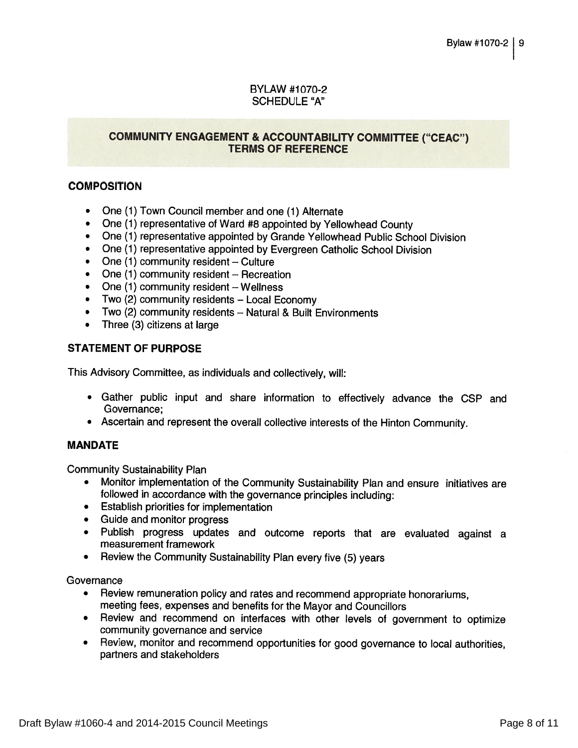BYLAW #1070-2
SCHEDULE "A"

## COMMUNITY ENGAGEMENT & ACCOUNTABILITY COMMITTEE ("CEAC") TERMS OF REFERENCE

### COMPOSITION

- One (1) Town Council member and one (1) Alternate
- One (1) representative of Ward #8 appointed by Yellowhead County
- One (1) representative appointed by Grande Yellowhead Public School Division
- One (1) representative appointed by Evergreen Catholic School Division
- One (1) community resident – Culture
- One (1) community resident – Recreation
- One (1) community resident – Wellness
- Two (2) community residents – Local Economy
- Two (2) community residents – Natural & Built Environments
- Three (3) citizens at large

### STATEMENT OF PURPOSE

This Advisory Committee, as individuals and collectively, will:

- Gather public input and share information to effectively advance the CSP and Governance;
- Ascertain and represent the overall collective interests of the Hinton Community.

### MANDATE

Community Sustainability Plan

- Monitor implementation of the Community Sustainability Plan and ensure initiatives are followed in accordance with the governance principles including:
- Establish priorities for implementation
- Guide and monitor progress
- Publish progress updates and outcome reports that are evaluated against a measurement framework
- Review the Community Sustainability Plan every five (5) years

Governance

- Review remuneration policy and rates and recommend appropriate honorariums, meeting fees, expenses and benefits for the Mayor and Councillors
- Review and recommend on interfaces with other levels of government to optimize community governance and service
- Review, monitor and recommend opportunities for good governance to local authorities, partners and stakeholders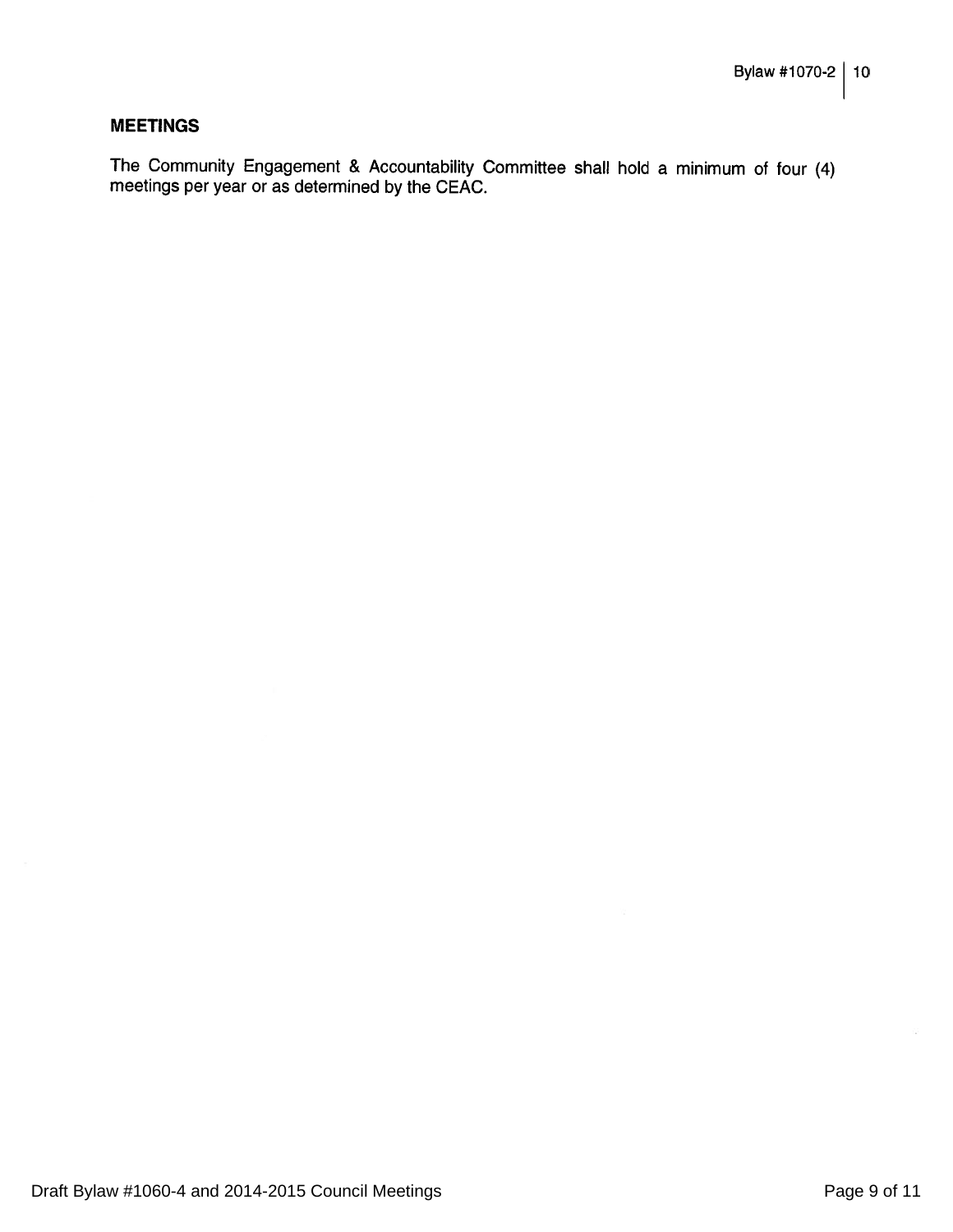## MEETINGS

The Community Engagement & Accountability Committee shall hold a minimum of four (4) meetings per year or as determined by the CEAC.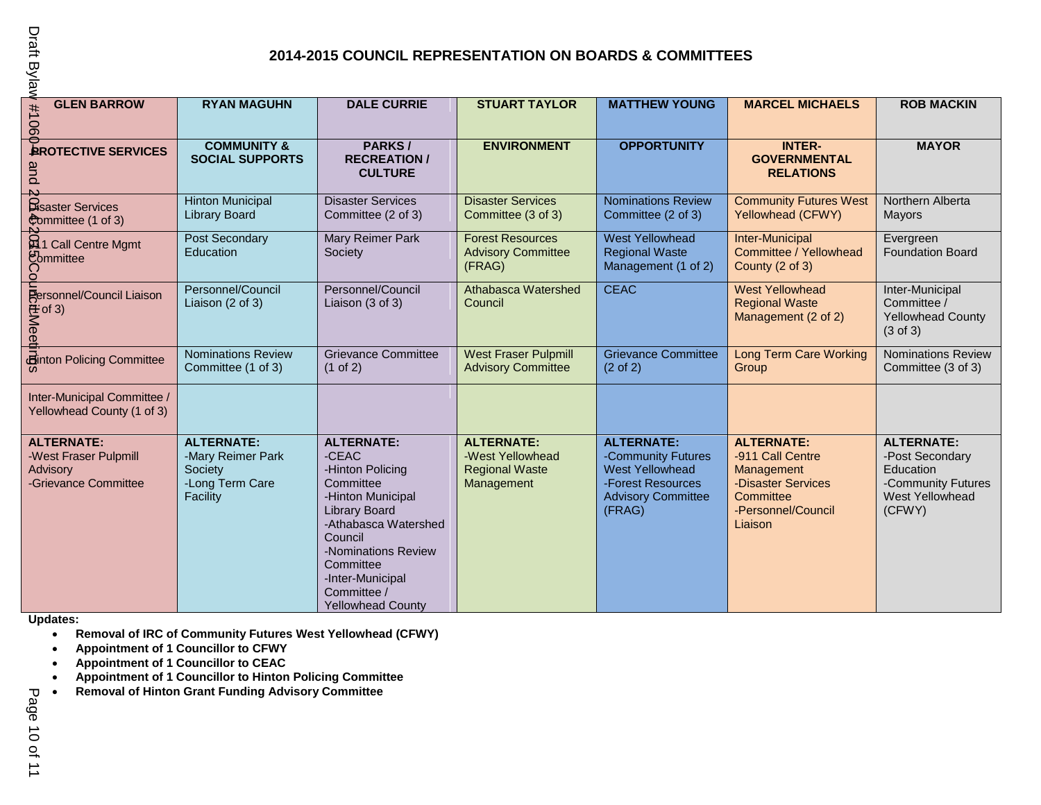# 2014-2015 COUNCIL REPRESENTATION ON BOARDS & COMMITTEES

| GLEN BARROW | RYAN MAGUHN | DALE CURRIE | STUART TAYLOR | MATTHEW YOUNG | MARCEL MICHAELS | ROB MACKIN |
|---|---|---|---|---|---|---|
| **PROTECTIVE SERVICES** | **COMMUNITY & SOCIAL SUPPORTS** | **PARKS / RECREATION / CULTURE** | **ENVIRONMENT** | **OPPORTUNITY** | **INTER-GOVERNMENTAL RELATIONS** | **MAYOR** |
| Disaster Services Committee (1 of 3) | Hinton Municipal Library Board | Disaster Services Committee (2 of 3) | Disaster Services Committee (3 of 3) | Nominations Review Committee (2 of 3) | Community Futures West Yellowhead (CFWY) | Northern Alberta Mayors |
| 911 Call Centre Mgmt Committee | Post Secondary Education | Mary Reimer Park Society | Forest Resources Advisory Committee (FRAG) | West Yellowhead Regional Waste Management (1 of 2) | Inter-Municipal Committee / Yellowhead County (2 of 3) | Evergreen Foundation Board |
| Personnel/Council Liaison (1 of 3) | Personnel/Council Liaison (2 of 3) | Personnel/Council Liaison (3 of 3) | Athabasca Watershed Council | CEAC | West Yellowhead Regional Waste Management (2 of 2) | Inter-Municipal Committee / Yellowhead County (3 of 3) |
| Hinton Policing Committee | Nominations Review Committee (1 of 3) | Grievance Committee (1 of 2) | West Fraser Pulpmill Advisory Committee | Grievance Committee (2 of 2) | Long Term Care Working Group | Nominations Review Committee (3 of 3) |
| Inter-Municipal Committee / Yellowhead County (1 of 3) | | | | | | |
| **ALTERNATE:**<br>-West Fraser Pulpmill Advisory<br>-Grievance Committee | **ALTERNATE:**<br>-Mary Reimer Park Society<br>-Long Term Care Facility | **ALTERNATE:**<br>-CEAC<br>-Hinton Policing Committee<br>-Hinton Municipal Library Board<br>-Athabasca Watershed Council<br>-Nominations Review Committee<br>-Inter-Municipal Committee / Yellowhead County | **ALTERNATE:**<br>-West Yellowhead Regional Waste Management | **ALTERNATE:**<br>-Community Futures West Yellowhead<br>-Forest Resources Advisory Committee (FRAG) | **ALTERNATE:**<br>-911 Call Centre Management<br>-Disaster Services Committee<br>-Personnel/Council Liaison | **ALTERNATE:**<br>-Post Secondary Education<br>-Community Futures West Yellowhead (CFWY) |

**Updates:**

- **Removal of IRC of Community Futures West Yellowhead (CFWY)**
- **Appointment of 1 Councillor to CFWY**
- **Appointment of 1 Councillor to CEAC**
- **Appointment of 1 Councillor to Hinton Policing Committee**
- **Removal of Hinton Grant Funding Advisory Committee**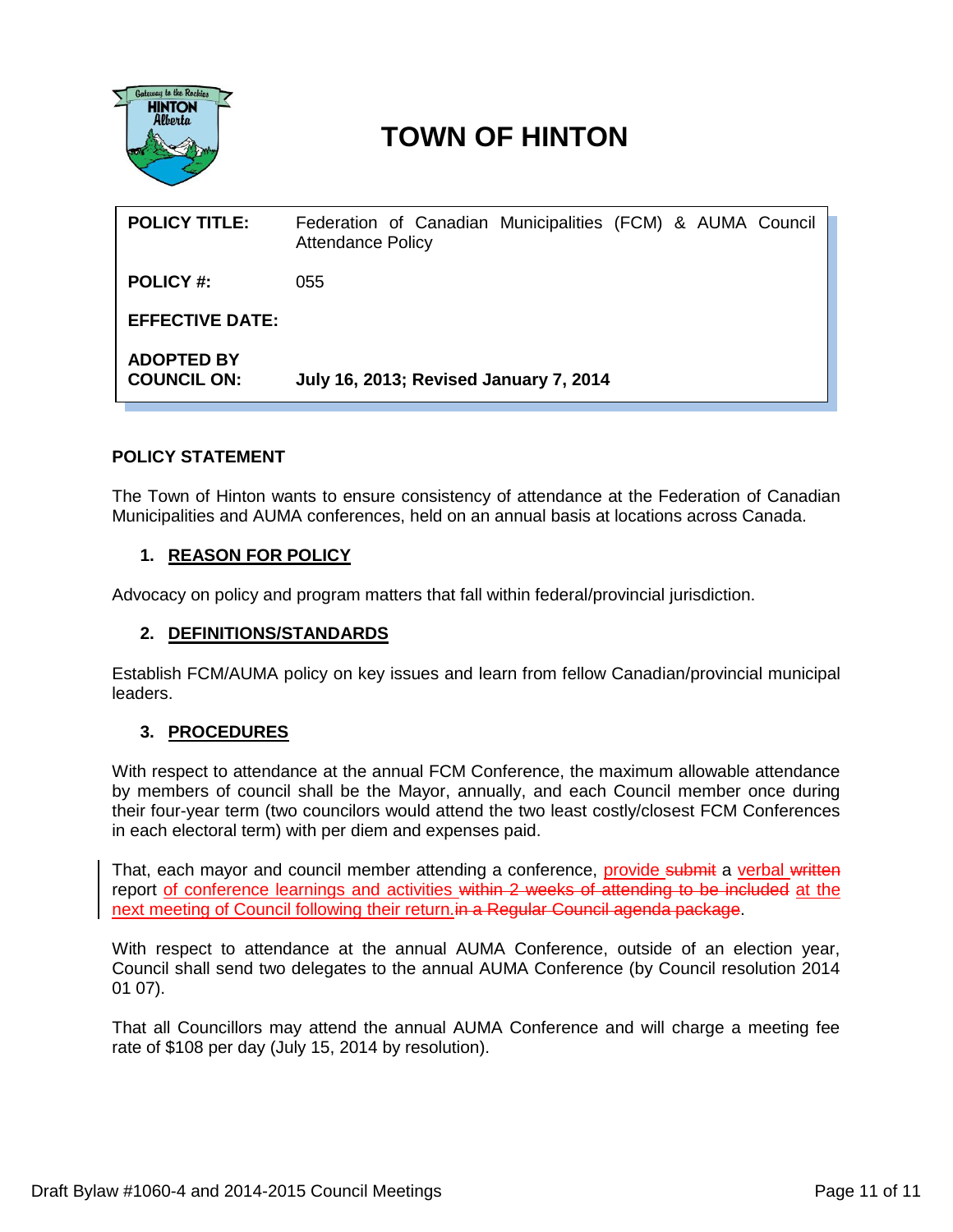# TOWN OF HINTON

| | |
|---|---|
| **POLICY TITLE:** | Federation of Canadian Municipalities (FCM) & AUMA Council Attendance Policy |
| **POLICY #:** | 055 |
| **EFFECTIVE DATE:** | |
| **ADOPTED BY COUNCIL ON:** | **July 16, 2013; Revised January 7, 2014** |

**POLICY STATEMENT**

The Town of Hinton wants to ensure consistency of attendance at the Federation of Canadian Municipalities and AUMA conferences, held on an annual basis at locations across Canada.

## 1. REASON FOR POLICY

Advocacy on policy and program matters that fall within federal/provincial jurisdiction.

## 2. DEFINITIONS/STANDARDS

Establish FCM/AUMA policy on key issues and learn from fellow Canadian/provincial municipal leaders.

## 3. PROCEDURES

With respect to attendance at the annual FCM Conference, the maximum allowable attendance by members of council shall be the Mayor, annually, and each Council member once during their four-year term (two councilors would attend the two least costly/closest FCM Conferences in each electoral term) with per diem and expenses paid.

That, each mayor and council member attending a conference, provide ~~submit~~ a verbal ~~written~~ report of conference learnings and activities ~~within 2 weeks of attending to be included~~ at the next meeting of Council following their return.~~in a Regular Council agenda package~~.

With respect to attendance at the annual AUMA Conference, outside of an election year, Council shall send two delegates to the annual AUMA Conference (by Council resolution 2014 01 07).

That all Councillors may attend the annual AUMA Conference and will charge a meeting fee rate of $108 per day (July 15, 2014 by resolution).